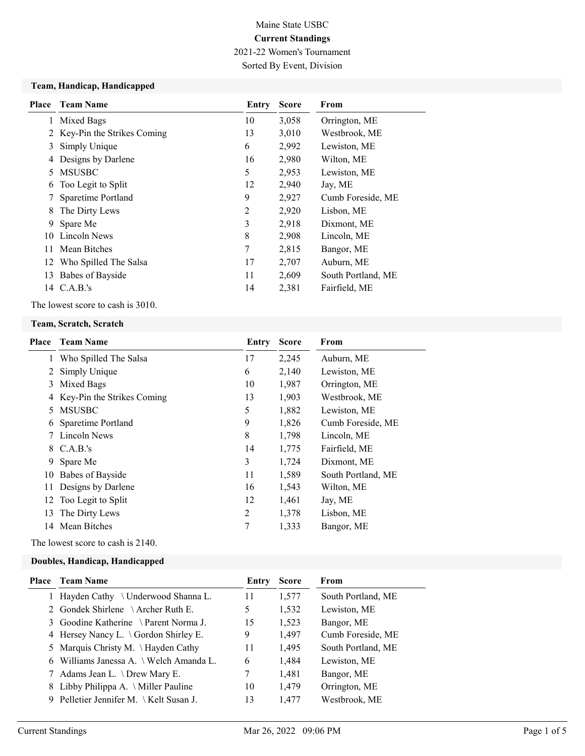Maine State USBC

**Current Standings**

2021-22 Women's Tournament

Sorted By Event, Division

### Team, Handicap, Handicapped

| Place | Team Name | Entry | Score | From |
|---|---|---|---|---|
| 1 | Mixed Bags | 10 | 3,058 | Orrington, ME |
| 2 | Key-Pin the Strikes Coming | 13 | 3,010 | Westbrook, ME |
| 3 | Simply Unique | 6 | 2,992 | Lewiston, ME |
| 4 | Designs by Darlene | 16 | 2,980 | Wilton, ME |
| 5 | MSUSBC | 5 | 2,953 | Lewiston, ME |
| 6 | Too Legit to Split | 12 | 2,940 | Jay, ME |
| 7 | Sparetime Portland | 9 | 2,927 | Cumb Foreside, ME |
| 8 | The Dirty Lews | 2 | 2,920 | Lisbon, ME |
| 9 | Spare Me | 3 | 2,918 | Dixmont, ME |
| 10 | Lincoln News | 8 | 2,908 | Lincoln, ME |
| 11 | Mean Bitches | 7 | 2,815 | Bangor, ME |
| 12 | Who Spilled The Salsa | 17 | 2,707 | Auburn, ME |
| 13 | Babes of Bayside | 11 | 2,609 | South Portland, ME |
| 14 | C.A.B.'s | 14 | 2,381 | Fairfield, ME |

The lowest score to cash is 3010.

### Team, Scratch, Scratch

| Place | Team Name | Entry | Score | From |
|---|---|---|---|---|
| 1 | Who Spilled The Salsa | 17 | 2,245 | Auburn, ME |
| 2 | Simply Unique | 6 | 2,140 | Lewiston, ME |
| 3 | Mixed Bags | 10 | 1,987 | Orrington, ME |
| 4 | Key-Pin the Strikes Coming | 13 | 1,903 | Westbrook, ME |
| 5 | MSUSBC | 5 | 1,882 | Lewiston, ME |
| 6 | Sparetime Portland | 9 | 1,826 | Cumb Foreside, ME |
| 7 | Lincoln News | 8 | 1,798 | Lincoln, ME |
| 8 | C.A.B.'s | 14 | 1,775 | Fairfield, ME |
| 9 | Spare Me | 3 | 1,724 | Dixmont, ME |
| 10 | Babes of Bayside | 11 | 1,589 | South Portland, ME |
| 11 | Designs by Darlene | 16 | 1,543 | Wilton, ME |
| 12 | Too Legit to Split | 12 | 1,461 | Jay, ME |
| 13 | The Dirty Lews | 2 | 1,378 | Lisbon, ME |
| 14 | Mean Bitches | 7 | 1,333 | Bangor, ME |

The lowest score to cash is 2140.

### Doubles, Handicap, Handicapped

| Place | Team Name | Entry | Score | From |
|---|---|---|---|---|
| 1 | Hayden Cathy \ Underwood Shanna L. | 11 | 1,577 | South Portland, ME |
| 2 | Gondek Shirlene \ Archer Ruth E. | 5 | 1,532 | Lewiston, ME |
| 3 | Goodine Katherine \ Parent Norma J. | 15 | 1,523 | Bangor, ME |
| 4 | Hersey Nancy L. \ Gordon Shirley E. | 9 | 1,497 | Cumb Foreside, ME |
| 5 | Marquis Christy M. \ Hayden Cathy | 11 | 1,495 | South Portland, ME |
| 6 | Williams Janessa A. \ Welch Amanda L. | 6 | 1,484 | Lewiston, ME |
| 7 | Adams Jean L. \ Drew Mary E. | 7 | 1,481 | Bangor, ME |
| 8 | Libby Philippa A. \ Miller Pauline | 10 | 1,479 | Orrington, ME |
| 9 | Pelletier Jennifer M. \ Kelt Susan J. | 13 | 1,477 | Westbrook, ME |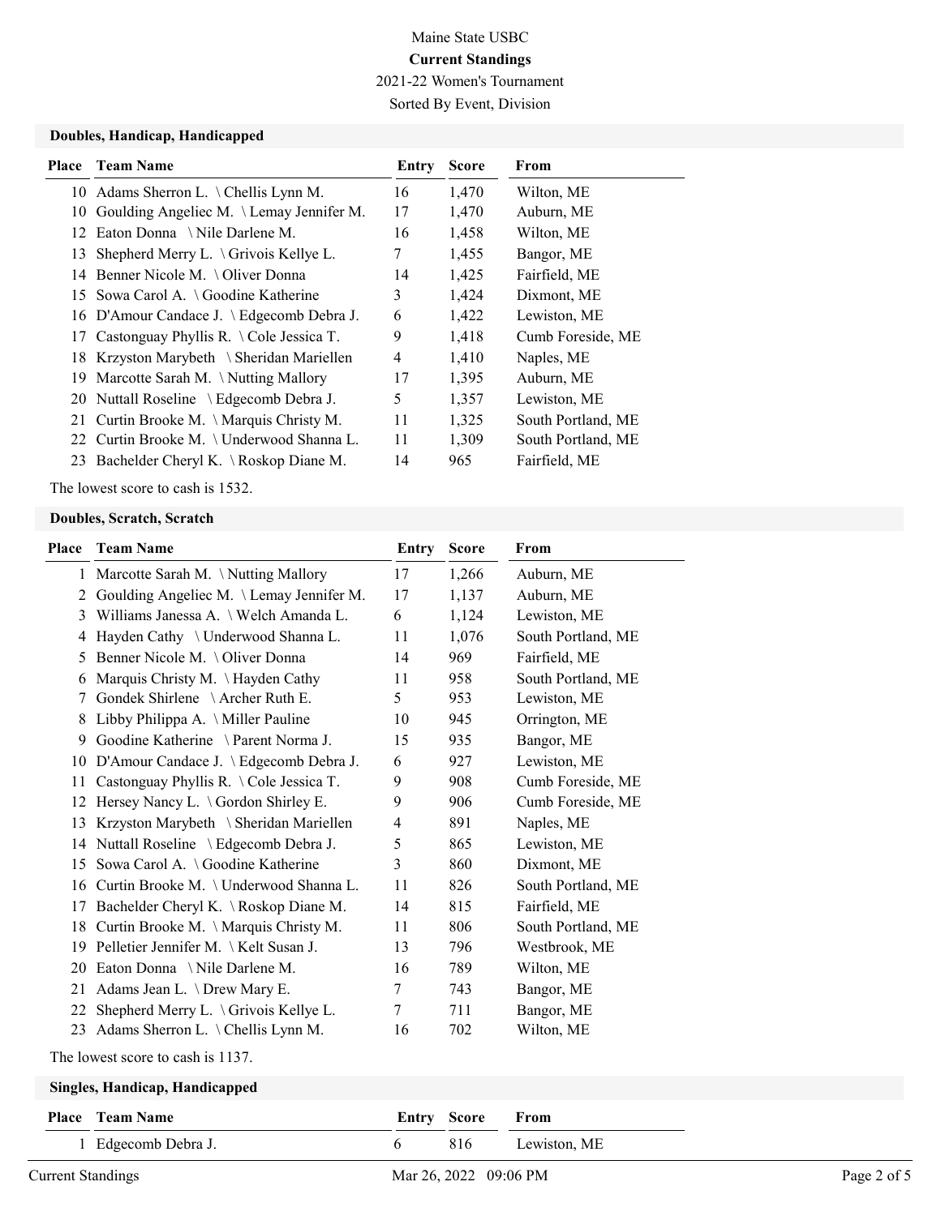Maine State USBC

**Current Standings**

2021-22 Women's Tournament

Sorted By Event, Division

### Doubles, Handicap, Handicapped

| Place | Team Name | Entry | Score | From |
|---|---|---|---|---|
| 10 | Adams Sherron L. \ Chellis Lynn M. | 16 | 1,470 | Wilton, ME |
| 10 | Goulding Angeliec M. \ Lemay Jennifer M. | 17 | 1,470 | Auburn, ME |
| 12 | Eaton Donna \ Nile Darlene M. | 16 | 1,458 | Wilton, ME |
| 13 | Shepherd Merry L. \ Grivois Kellye L. | 7 | 1,455 | Bangor, ME |
| 14 | Benner Nicole M. \ Oliver Donna | 14 | 1,425 | Fairfield, ME |
| 15 | Sowa Carol A. \ Goodine Katherine | 3 | 1,424 | Dixmont, ME |
| 16 | D'Amour Candace J. \ Edgecomb Debra J. | 6 | 1,422 | Lewiston, ME |
| 17 | Castonguay Phyllis R. \ Cole Jessica T. | 9 | 1,418 | Cumb Foreside, ME |
| 18 | Krzyston Marybeth \ Sheridan Mariellen | 4 | 1,410 | Naples, ME |
| 19 | Marcotte Sarah M. \ Nutting Mallory | 17 | 1,395 | Auburn, ME |
| 20 | Nuttall Roseline \ Edgecomb Debra J. | 5 | 1,357 | Lewiston, ME |
| 21 | Curtin Brooke M. \ Marquis Christy M. | 11 | 1,325 | South Portland, ME |
| 22 | Curtin Brooke M. \ Underwood Shanna L. | 11 | 1,309 | South Portland, ME |
| 23 | Bachelder Cheryl K. \ Roskop Diane M. | 14 | 965 | Fairfield, ME |

The lowest score to cash is 1532.

### Doubles, Scratch, Scratch

| Place | Team Name | Entry | Score | From |
|---|---|---|---|---|
| 1 | Marcotte Sarah M. \ Nutting Mallory | 17 | 1,266 | Auburn, ME |
| 2 | Goulding Angeliec M. \ Lemay Jennifer M. | 17 | 1,137 | Auburn, ME |
| 3 | Williams Janessa A. \ Welch Amanda L. | 6 | 1,124 | Lewiston, ME |
| 4 | Hayden Cathy \ Underwood Shanna L. | 11 | 1,076 | South Portland, ME |
| 5 | Benner Nicole M. \ Oliver Donna | 14 | 969 | Fairfield, ME |
| 6 | Marquis Christy M. \ Hayden Cathy | 11 | 958 | South Portland, ME |
| 7 | Gondek Shirlene \ Archer Ruth E. | 5 | 953 | Lewiston, ME |
| 8 | Libby Philippa A. \ Miller Pauline | 10 | 945 | Orrington, ME |
| 9 | Goodine Katherine \ Parent Norma J. | 15 | 935 | Bangor, ME |
| 10 | D'Amour Candace J. \ Edgecomb Debra J. | 6 | 927 | Lewiston, ME |
| 11 | Castonguay Phyllis R. \ Cole Jessica T. | 9 | 908 | Cumb Foreside, ME |
| 12 | Hersey Nancy L. \ Gordon Shirley E. | 9 | 906 | Cumb Foreside, ME |
| 13 | Krzyston Marybeth \ Sheridan Mariellen | 4 | 891 | Naples, ME |
| 14 | Nuttall Roseline \ Edgecomb Debra J. | 5 | 865 | Lewiston, ME |
| 15 | Sowa Carol A. \ Goodine Katherine | 3 | 860 | Dixmont, ME |
| 16 | Curtin Brooke M. \ Underwood Shanna L. | 11 | 826 | South Portland, ME |
| 17 | Bachelder Cheryl K. \ Roskop Diane M. | 14 | 815 | Fairfield, ME |
| 18 | Curtin Brooke M. \ Marquis Christy M. | 11 | 806 | South Portland, ME |
| 19 | Pelletier Jennifer M. \ Kelt Susan J. | 13 | 796 | Westbrook, ME |
| 20 | Eaton Donna \ Nile Darlene M. | 16 | 789 | Wilton, ME |
| 21 | Adams Jean L. \ Drew Mary E. | 7 | 743 | Bangor, ME |
| 22 | Shepherd Merry L. \ Grivois Kellye L. | 7 | 711 | Bangor, ME |
| 23 | Adams Sherron L. \ Chellis Lynn M. | 16 | 702 | Wilton, ME |

The lowest score to cash is 1137.

### Singles, Handicap, Handicapped

| Place | Team Name | Entry | Score | From |
|---|---|---|---|---|
| 1 | Edgecomb Debra J. | 6 | 816 | Lewiston, ME |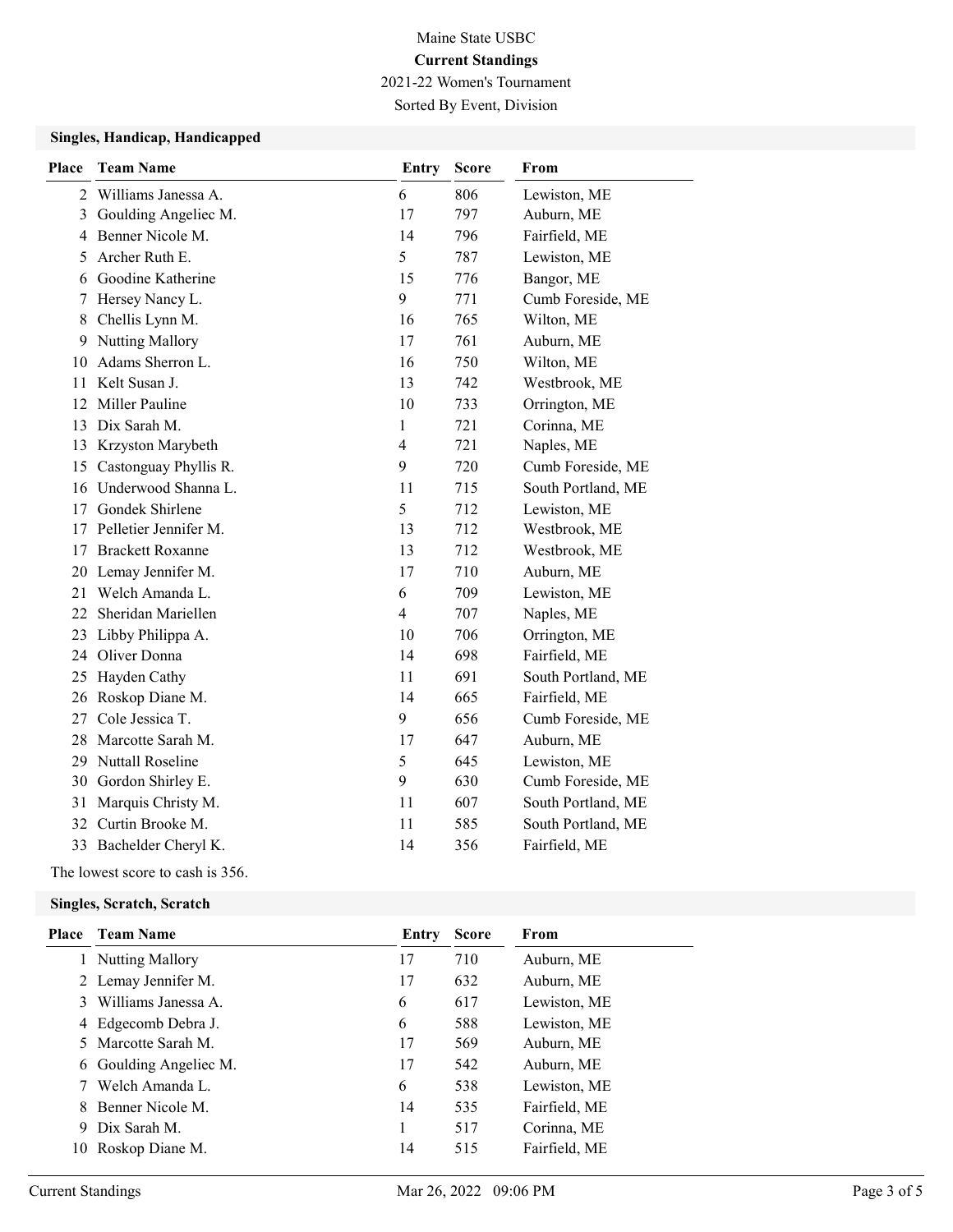Maine State USBC

**Current Standings**

2021-22 Women's Tournament

Sorted By Event, Division

### Singles, Handicap, Handicapped

| Place | Team Name | Entry | Score | From |
|---|---|---|---|---|
| 2 | Williams Janessa A. | 6 | 806 | Lewiston, ME |
| 3 | Goulding Angeliec M. | 17 | 797 | Auburn, ME |
| 4 | Benner Nicole M. | 14 | 796 | Fairfield, ME |
| 5 | Archer Ruth E. | 5 | 787 | Lewiston, ME |
| 6 | Goodine Katherine | 15 | 776 | Bangor, ME |
| 7 | Hersey Nancy L. | 9 | 771 | Cumb Foreside, ME |
| 8 | Chellis Lynn M. | 16 | 765 | Wilton, ME |
| 9 | Nutting Mallory | 17 | 761 | Auburn, ME |
| 10 | Adams Sherron L. | 16 | 750 | Wilton, ME |
| 11 | Kelt Susan J. | 13 | 742 | Westbrook, ME |
| 12 | Miller Pauline | 10 | 733 | Orrington, ME |
| 13 | Dix Sarah M. | 1 | 721 | Corinna, ME |
| 13 | Krzyston Marybeth | 4 | 721 | Naples, ME |
| 15 | Castonguay Phyllis R. | 9 | 720 | Cumb Foreside, ME |
| 16 | Underwood Shanna L. | 11 | 715 | South Portland, ME |
| 17 | Gondek Shirlene | 5 | 712 | Lewiston, ME |
| 17 | Pelletier Jennifer M. | 13 | 712 | Westbrook, ME |
| 17 | Brackett Roxanne | 13 | 712 | Westbrook, ME |
| 20 | Lemay Jennifer M. | 17 | 710 | Auburn, ME |
| 21 | Welch Amanda L. | 6 | 709 | Lewiston, ME |
| 22 | Sheridan Mariellen | 4 | 707 | Naples, ME |
| 23 | Libby Philippa A. | 10 | 706 | Orrington, ME |
| 24 | Oliver Donna | 14 | 698 | Fairfield, ME |
| 25 | Hayden Cathy | 11 | 691 | South Portland, ME |
| 26 | Roskop Diane M. | 14 | 665 | Fairfield, ME |
| 27 | Cole Jessica T. | 9 | 656 | Cumb Foreside, ME |
| 28 | Marcotte Sarah M. | 17 | 647 | Auburn, ME |
| 29 | Nuttall Roseline | 5 | 645 | Lewiston, ME |
| 30 | Gordon Shirley E. | 9 | 630 | Cumb Foreside, ME |
| 31 | Marquis Christy M. | 11 | 607 | South Portland, ME |
| 32 | Curtin Brooke M. | 11 | 585 | South Portland, ME |
| 33 | Bachelder Cheryl K. | 14 | 356 | Fairfield, ME |

The lowest score to cash is 356.

### Singles, Scratch, Scratch

| Place | Team Name | Entry | Score | From |
|---|---|---|---|---|
| 1 | Nutting Mallory | 17 | 710 | Auburn, ME |
| 2 | Lemay Jennifer M. | 17 | 632 | Auburn, ME |
| 3 | Williams Janessa A. | 6 | 617 | Lewiston, ME |
| 4 | Edgecomb Debra J. | 6 | 588 | Lewiston, ME |
| 5 | Marcotte Sarah M. | 17 | 569 | Auburn, ME |
| 6 | Goulding Angeliec M. | 17 | 542 | Auburn, ME |
| 7 | Welch Amanda L. | 6 | 538 | Lewiston, ME |
| 8 | Benner Nicole M. | 14 | 535 | Fairfield, ME |
| 9 | Dix Sarah M. | 1 | 517 | Corinna, ME |
| 10 | Roskop Diane M. | 14 | 515 | Fairfield, ME |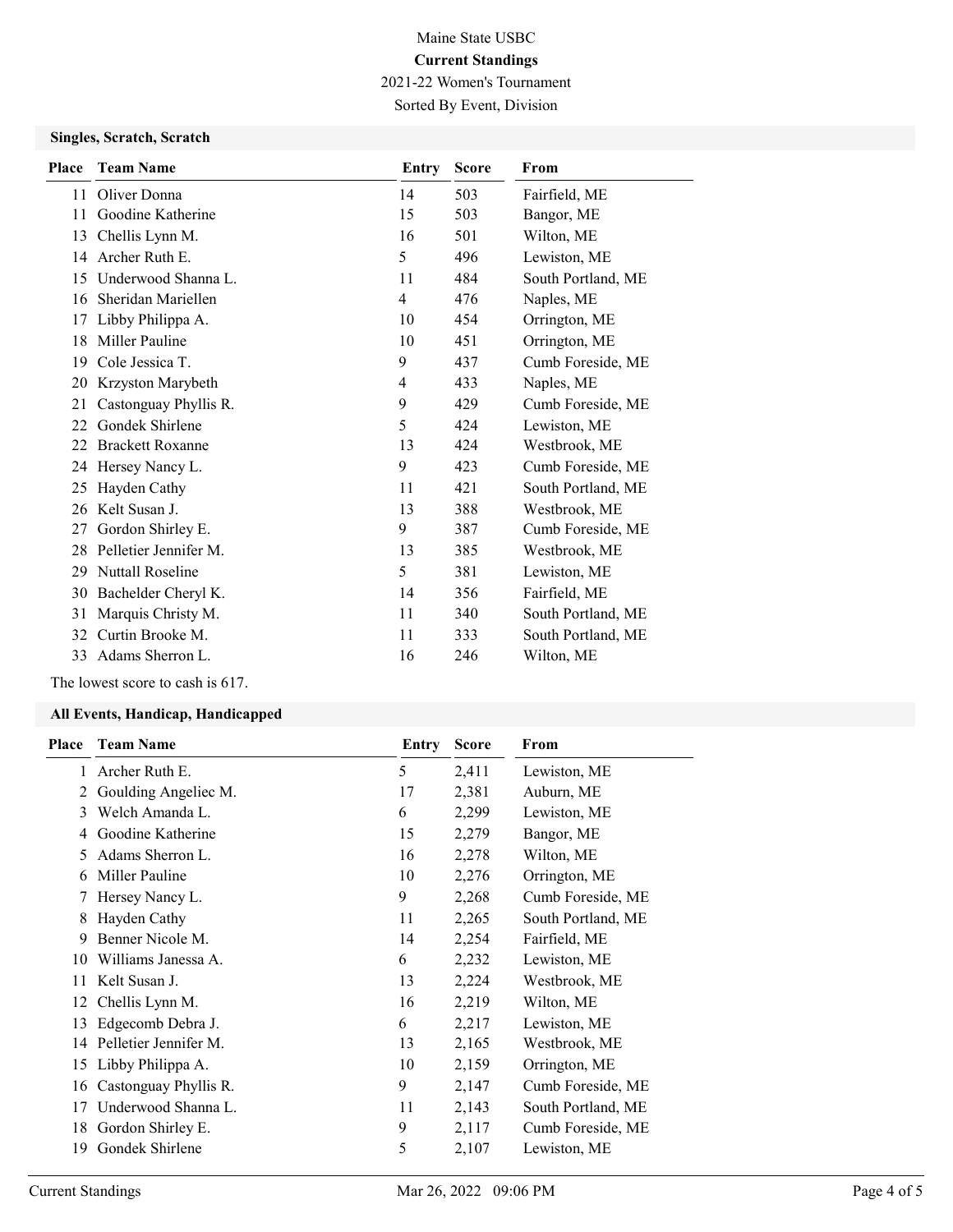Maine State USBC

**Current Standings**

2021-22 Women's Tournament

Sorted By Event, Division

### Singles, Scratch, Scratch

| Place | Team Name | Entry | Score | From |
|---|---|---|---|---|
| 11 | Oliver Donna | 14 | 503 | Fairfield, ME |
| 11 | Goodine Katherine | 15 | 503 | Bangor, ME |
| 13 | Chellis Lynn M. | 16 | 501 | Wilton, ME |
| 14 | Archer Ruth E. | 5 | 496 | Lewiston, ME |
| 15 | Underwood Shanna L. | 11 | 484 | South Portland, ME |
| 16 | Sheridan Mariellen | 4 | 476 | Naples, ME |
| 17 | Libby Philippa A. | 10 | 454 | Orrington, ME |
| 18 | Miller Pauline | 10 | 451 | Orrington, ME |
| 19 | Cole Jessica T. | 9 | 437 | Cumb Foreside, ME |
| 20 | Krzyston Marybeth | 4 | 433 | Naples, ME |
| 21 | Castonguay Phyllis R. | 9 | 429 | Cumb Foreside, ME |
| 22 | Gondek Shirlene | 5 | 424 | Lewiston, ME |
| 22 | Brackett Roxanne | 13 | 424 | Westbrook, ME |
| 24 | Hersey Nancy L. | 9 | 423 | Cumb Foreside, ME |
| 25 | Hayden Cathy | 11 | 421 | South Portland, ME |
| 26 | Kelt Susan J. | 13 | 388 | Westbrook, ME |
| 27 | Gordon Shirley E. | 9 | 387 | Cumb Foreside, ME |
| 28 | Pelletier Jennifer M. | 13 | 385 | Westbrook, ME |
| 29 | Nuttall Roseline | 5 | 381 | Lewiston, ME |
| 30 | Bachelder Cheryl K. | 14 | 356 | Fairfield, ME |
| 31 | Marquis Christy M. | 11 | 340 | South Portland, ME |
| 32 | Curtin Brooke M. | 11 | 333 | South Portland, ME |
| 33 | Adams Sherron L. | 16 | 246 | Wilton, ME |

The lowest score to cash is 617.

### All Events, Handicap, Handicapped

| Place | Team Name | Entry | Score | From |
|---|---|---|---|---|
| 1 | Archer Ruth E. | 5 | 2,411 | Lewiston, ME |
| 2 | Goulding Angeliec M. | 17 | 2,381 | Auburn, ME |
| 3 | Welch Amanda L. | 6 | 2,299 | Lewiston, ME |
| 4 | Goodine Katherine | 15 | 2,279 | Bangor, ME |
| 5 | Adams Sherron L. | 16 | 2,278 | Wilton, ME |
| 6 | Miller Pauline | 10 | 2,276 | Orrington, ME |
| 7 | Hersey Nancy L. | 9 | 2,268 | Cumb Foreside, ME |
| 8 | Hayden Cathy | 11 | 2,265 | South Portland, ME |
| 9 | Benner Nicole M. | 14 | 2,254 | Fairfield, ME |
| 10 | Williams Janessa A. | 6 | 2,232 | Lewiston, ME |
| 11 | Kelt Susan J. | 13 | 2,224 | Westbrook, ME |
| 12 | Chellis Lynn M. | 16 | 2,219 | Wilton, ME |
| 13 | Edgecomb Debra J. | 6 | 2,217 | Lewiston, ME |
| 14 | Pelletier Jennifer M. | 13 | 2,165 | Westbrook, ME |
| 15 | Libby Philippa A. | 10 | 2,159 | Orrington, ME |
| 16 | Castonguay Phyllis R. | 9 | 2,147 | Cumb Foreside, ME |
| 17 | Underwood Shanna L. | 11 | 2,143 | South Portland, ME |
| 18 | Gordon Shirley E. | 9 | 2,117 | Cumb Foreside, ME |
| 19 | Gondek Shirlene | 5 | 2,107 | Lewiston, ME |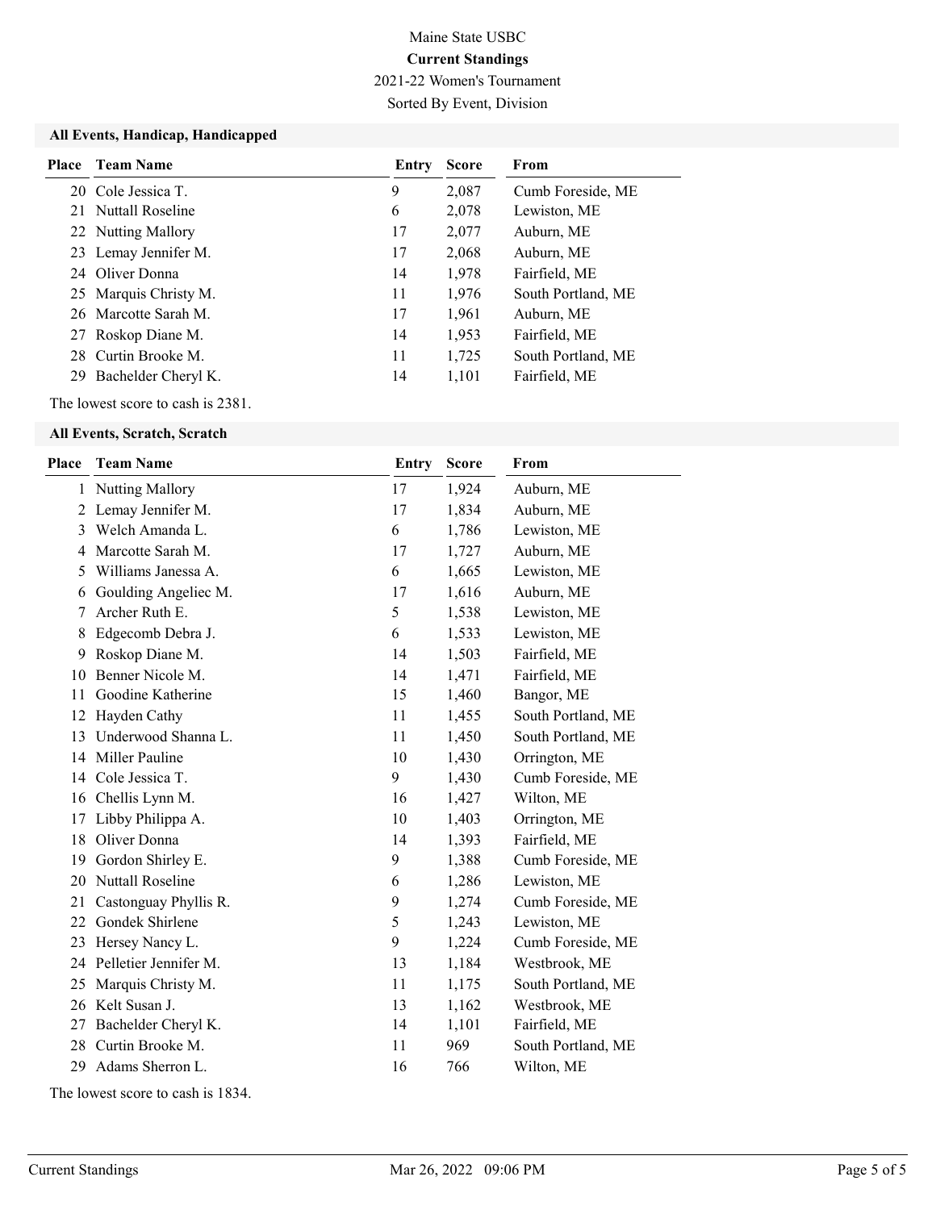Maine State USBC

**Current Standings**

2021-22 Women's Tournament

Sorted By Event, Division

### All Events, Handicap, Handicapped

| Place | Team Name | Entry | Score | From |
|---|---|---|---|---|
| 20 | Cole Jessica T. | 9 | 2,087 | Cumb Foreside, ME |
| 21 | Nuttall Roseline | 6 | 2,078 | Lewiston, ME |
| 22 | Nutting Mallory | 17 | 2,077 | Auburn, ME |
| 23 | Lemay Jennifer M. | 17 | 2,068 | Auburn, ME |
| 24 | Oliver Donna | 14 | 1,978 | Fairfield, ME |
| 25 | Marquis Christy M. | 11 | 1,976 | South Portland, ME |
| 26 | Marcotte Sarah M. | 17 | 1,961 | Auburn, ME |
| 27 | Roskop Diane M. | 14 | 1,953 | Fairfield, ME |
| 28 | Curtin Brooke M. | 11 | 1,725 | South Portland, ME |
| 29 | Bachelder Cheryl K. | 14 | 1,101 | Fairfield, ME |

The lowest score to cash is 2381.

### All Events, Scratch, Scratch

| Place | Team Name | Entry | Score | From |
|---|---|---|---|---|
| 1 | Nutting Mallory | 17 | 1,924 | Auburn, ME |
| 2 | Lemay Jennifer M. | 17 | 1,834 | Auburn, ME |
| 3 | Welch Amanda L. | 6 | 1,786 | Lewiston, ME |
| 4 | Marcotte Sarah M. | 17 | 1,727 | Auburn, ME |
| 5 | Williams Janessa A. | 6 | 1,665 | Lewiston, ME |
| 6 | Goulding Angeliec M. | 17 | 1,616 | Auburn, ME |
| 7 | Archer Ruth E. | 5 | 1,538 | Lewiston, ME |
| 8 | Edgecomb Debra J. | 6 | 1,533 | Lewiston, ME |
| 9 | Roskop Diane M. | 14 | 1,503 | Fairfield, ME |
| 10 | Benner Nicole M. | 14 | 1,471 | Fairfield, ME |
| 11 | Goodine Katherine | 15 | 1,460 | Bangor, ME |
| 12 | Hayden Cathy | 11 | 1,455 | South Portland, ME |
| 13 | Underwood Shanna L. | 11 | 1,450 | South Portland, ME |
| 14 | Miller Pauline | 10 | 1,430 | Orrington, ME |
| 14 | Cole Jessica T. | 9 | 1,430 | Cumb Foreside, ME |
| 16 | Chellis Lynn M. | 16 | 1,427 | Wilton, ME |
| 17 | Libby Philippa A. | 10 | 1,403 | Orrington, ME |
| 18 | Oliver Donna | 14 | 1,393 | Fairfield, ME |
| 19 | Gordon Shirley E. | 9 | 1,388 | Cumb Foreside, ME |
| 20 | Nuttall Roseline | 6 | 1,286 | Lewiston, ME |
| 21 | Castonguay Phyllis R. | 9 | 1,274 | Cumb Foreside, ME |
| 22 | Gondek Shirlene | 5 | 1,243 | Lewiston, ME |
| 23 | Hersey Nancy L. | 9 | 1,224 | Cumb Foreside, ME |
| 24 | Pelletier Jennifer M. | 13 | 1,184 | Westbrook, ME |
| 25 | Marquis Christy M. | 11 | 1,175 | South Portland, ME |
| 26 | Kelt Susan J. | 13 | 1,162 | Westbrook, ME |
| 27 | Bachelder Cheryl K. | 14 | 1,101 | Fairfield, ME |
| 28 | Curtin Brooke M. | 11 | 969 | South Portland, ME |
| 29 | Adams Sherron L. | 16 | 766 | Wilton, ME |

The lowest score to cash is 1834.